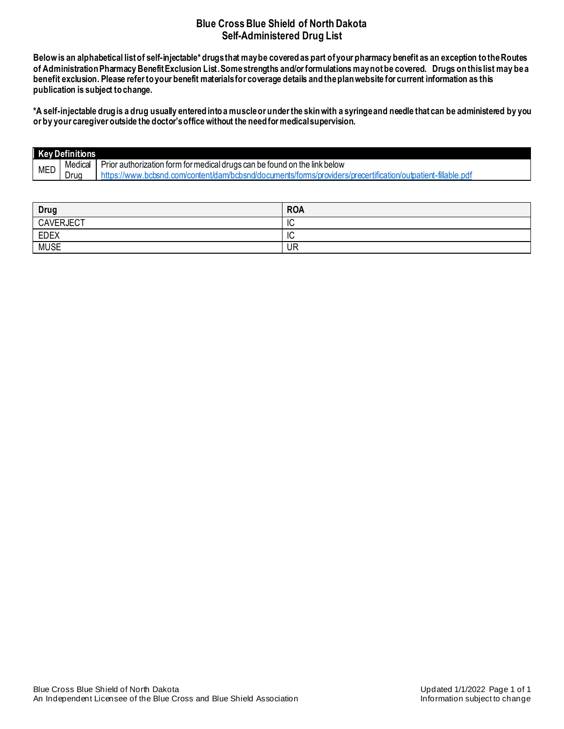# Blue Cross Blue Shield of North Dakota
## Self-Administered Drug List

**Below is an alphabetical list of self-injectable* drugs that may be covered as part of your pharmacy benefit as an exception to the Routes of Administration Pharmacy Benefit Exclusion List. Some strengths and/or formulations may not be covered. Drugs on this list may be a benefit exclusion. Please refer to your benefit materials for coverage details and the plan website for current information as this publication is subject to change.**

***A self-injectable drug is a drug usually entered into a muscle or under the skin with a syringe and needle that can be administered by you or by your caregiver outside the doctor's office without the need for medical supervision.**

| Key Definitions | | |
|---|---|---|
| MED | Medical Drug | Prior authorization form for medical drugs can be found on the link below https://www.bcbsnd.com/content/dam/bcbsnd/documents/forms/providers/precertification/outpatient-fillable.pdf |

| Drug | ROA |
|---|---|
| CAVERJECT | IC |
| EDEX | IC |
| MUSE | UR |

Blue Cross Blue Shield of North Dakota
An Independent Licensee of the Blue Cross and Blue Shield Association

Updated 1/1/2022
Information subject to change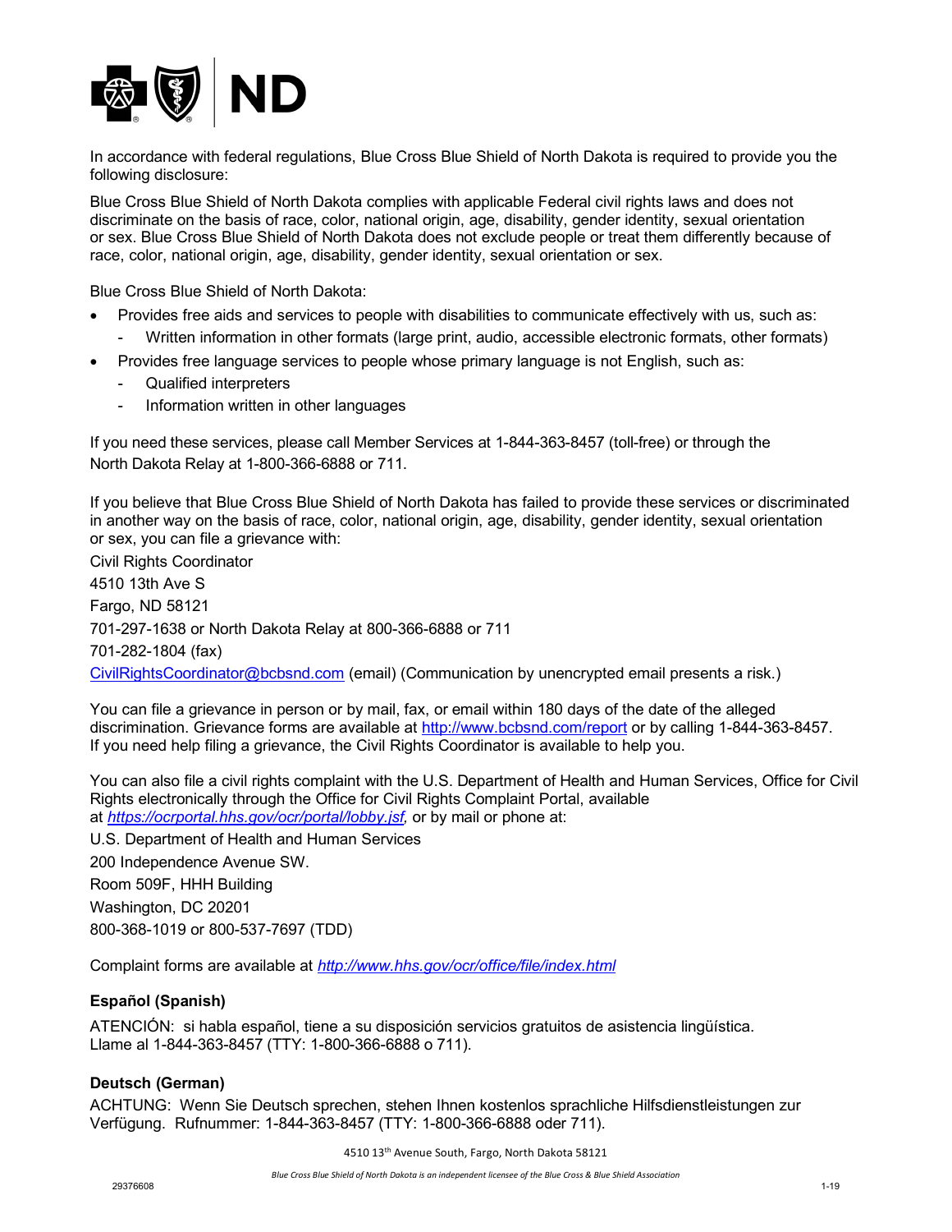In accordance with federal regulations, Blue Cross Blue Shield of North Dakota is required to provide you the following disclosure:

Blue Cross Blue Shield of North Dakota complies with applicable Federal civil rights laws and does not discriminate on the basis of race, color, national origin, age, disability, gender identity, sexual orientation or sex. Blue Cross Blue Shield of North Dakota does not exclude people or treat them differently because of race, color, national origin, age, disability, gender identity, sexual orientation or sex.

Blue Cross Blue Shield of North Dakota:

- Provides free aids and services to people with disabilities to communicate effectively with us, such as:
  - Written information in other formats (large print, audio, accessible electronic formats, other formats)
- Provides free language services to people whose primary language is not English, such as:
  - Qualified interpreters
  - Information written in other languages

If you need these services, please call Member Services at 1-844-363-8457 (toll-free) or through the North Dakota Relay at 1-800-366-6888 or 711.

If you believe that Blue Cross Blue Shield of North Dakota has failed to provide these services or discriminated in another way on the basis of race, color, national origin, age, disability, gender identity, sexual orientation or sex, you can file a grievance with:

Civil Rights Coordinator  
4510 13th Ave S  
Fargo, ND 58121  
701-297-1638 or North Dakota Relay at 800-366-6888 or 711  
701-282-1804 (fax)  
CivilRightsCoordinator@bcbsnd.com (email) (Communication by unencrypted email presents a risk.)

You can file a grievance in person or by mail, fax, or email within 180 days of the date of the alleged discrimination. Grievance forms are available at http://www.bcbsnd.com/report or by calling 1-844-363-8457. If you need help filing a grievance, the Civil Rights Coordinator is available to help you.

You can also file a civil rights complaint with the U.S. Department of Health and Human Services, Office for Civil Rights electronically through the Office for Civil Rights Complaint Portal, available at *https://ocrportal.hhs.gov/ocr/portal/lobby.jsf,* or by mail or phone at:

U.S. Department of Health and Human Services  
200 Independence Avenue SW.  
Room 509F, HHH Building  
Washington, DC 20201  
800-368-1019 or 800-537-7697 (TDD)

Complaint forms are available at *http://www.hhs.gov/ocr/office/file/index.html*

**Español (Spanish)**

ATENCIÓN: si habla español, tiene a su disposición servicios gratuitos de asistencia lingüística. Llame al 1-844-363-8457 (TTY: 1-800-366-6888 o 711).

**Deutsch (German)**

ACHTUNG: Wenn Sie Deutsch sprechen, stehen Ihnen kostenlos sprachliche Hilfsdienstleistungen zur Verfügung. Rufnummer: 1-844-363-8457 (TTY: 1-800-366-6888 oder 711).

4510 13th Avenue South, Fargo, North Dakota 58121

*Blue Cross Blue Shield of North Dakota is an independent licensee of the Blue Cross & Blue Shield Association*

29376608 1-19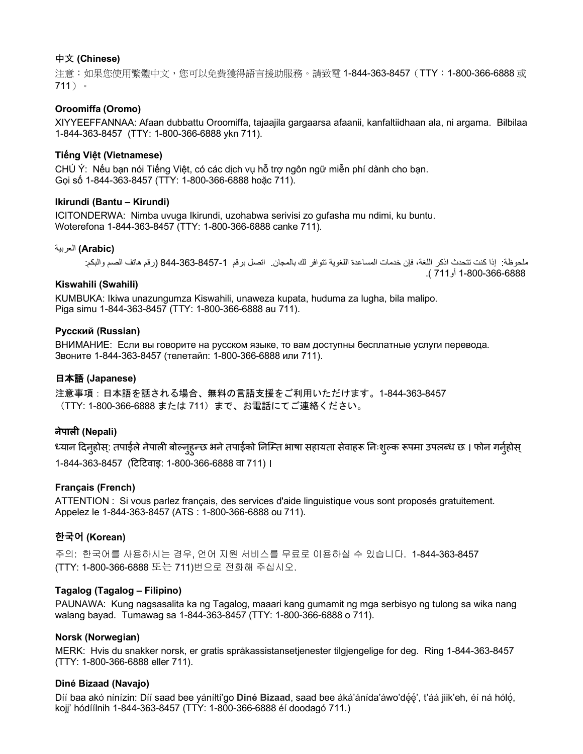### 中文 (Chinese)

注意：如果您使用繁體中文，您可以免費獲得語言援助服務。請致電 1-844-363-8457（TTY：1-800-366-6888 或 711）。

### Oroomiffa (Oromo)

XIYYEEFFANNAA: Afaan dubbattu Oroomiffa, tajaajila gargaarsa afaanii, kanfaltiidhaan ala, ni argama. Bilbilaa 1-844-363-8457 (TTY: 1-800-366-6888 ykn 711).

### Tiếng Việt (Vietnamese)

CHÚ Ý: Nếu bạn nói Tiếng Việt, có các dịch vụ hỗ trợ ngôn ngữ miễn phí dành cho bạn.
Gọi số 1-844-363-8457 (TTY: 1-800-366-6888 hoặc 711).

### Ikirundi (Bantu – Kirundi)

ICITONDERWA: Nimba uvuga Ikirundi, uzohabwa serivisi zo gufasha mu ndimi, ku buntu.
Woterefona 1-844-363-8457 (TTY: 1-800-366-6888 canke 711).

### العربية (Arabic)

ملحوظة: إذا كنت تتحدث اذكر اللغة، فإن خدمات المساعدة اللغوية تتوافر لك بالمجان. اتصل برقم 1-844-363-8457 (رقم هاتف الصم والبكم: 1-800-366-6888 أو711 ).

### Kiswahili (Swahili)

KUMBUKA: Ikiwa unazungumza Kiswahili, unaweza kupata, huduma za lugha, bila malipo.
Piga simu 1-844-363-8457 (TTY: 1-800-366-6888 au 711).

### Русский (Russian)

ВНИМАНИЕ: Если вы говорите на русском языке, то вам доступны бесплатные услуги перевода.
Звоните 1-844-363-8457 (телетайп: 1-800-366-6888 или 711).

### 日本語 (Japanese)

注意事項：日本語を話される場合、無料の言語支援をご利用いただけます。1-844-363-8457（TTY: 1-800-366-6888 または 711）まで、お電話にてご連絡ください。

### नेपाली (Nepali)

ध्यान दिनुहोस्: तपाईंले नेपाली बोल्नुहुन्छ भने तपाईंको निम्ति भाषा सहायता सेवाहरू निःशुल्क रूपमा उपलब्ध छ । फोन गर्नुहोस् 1-844-363-8457 (टिटिवाइ: 1-800-366-6888 वा 711) ।

### Français (French)

ATTENTION : Si vous parlez français, des services d'aide linguistique vous sont proposés gratuitement.
Appelez le 1-844-363-8457 (ATS : 1-800-366-6888 ou 711).

### 한국어 (Korean)

주의: 한국어를 사용하시는 경우, 언어 지원 서비스를 무료로 이용하실 수 있습니다. 1-844-363-8457 (TTY: 1-800-366-6888 또는 711)번으로 전화해 주십시오.

### Tagalog (Tagalog – Filipino)

PAUNAWA: Kung nagsasalita ka ng Tagalog, maaari kang gumamit ng mga serbisyo ng tulong sa wika nang walang bayad. Tumawag sa 1-844-363-8457 (TTY: 1-800-366-6888 o 711).

### Norsk (Norwegian)

MERK: Hvis du snakker norsk, er gratis språkassistansetjenester tilgjengelige for deg. Ring 1-844-363-8457 (TTY: 1-800-366-6888 eller 711).

### Diné Bizaad (Navajo)

Díí baa akó nínízin: Díí saad bee yáníłti'go **Diné Bizaad**, saad bee áká'ánída'áwo'dę́ę́', t'áá jiik'eh, éí ná hóló, kojį' hódíílnih 1-844-363-8457 (TTY: 1-800-366-6888 éí doodagó 711.)